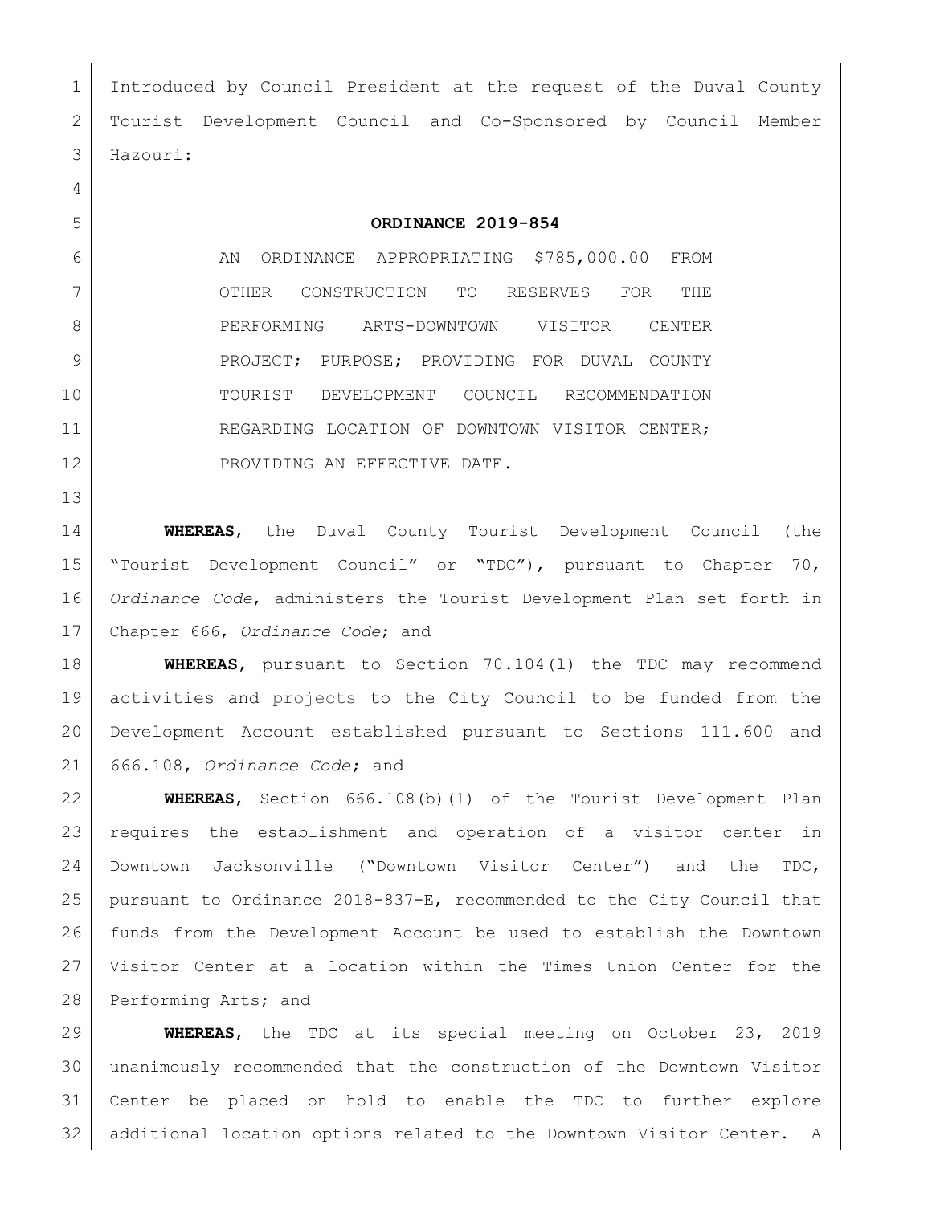Introduced by Council President at the request of the Duval County Tourist Development Council and Co-Sponsored by Council Member Hazouri:

**ORDINANCE 2019-854**

AN ORDINANCE APPROPRIATING $785,000.00 FROM OTHER CONSTRUCTION TO RESERVES FOR THE PERFORMING ARTS-DOWNTOWN VISITOR CENTER PROJECT; PURPOSE; PROVIDING FOR DUVAL COUNTY TOURIST DEVELOPMENT COUNCIL RECOMMENDATION REGARDING LOCATION OF DOWNTOWN VISITOR CENTER; PROVIDING AN EFFECTIVE DATE.

**WHEREAS**, the Duval County Tourist Development Council (the "Tourist Development Council" or "TDC"), pursuant to Chapter 70, *Ordinance Code*, administers the Tourist Development Plan set forth in Chapter 666, *Ordinance Code*; and

**WHEREAS**, pursuant to Section 70.104(l) the TDC may recommend activities and projects to the City Council to be funded from the Development Account established pursuant to Sections 111.600 and 666.108, *Ordinance Code*; and

**WHEREAS**, Section 666.108(b)(1) of the Tourist Development Plan requires the establishment and operation of a visitor center in Downtown Jacksonville ("Downtown Visitor Center") and the TDC, pursuant to Ordinance 2018-837-E, recommended to the City Council that funds from the Development Account be used to establish the Downtown Visitor Center at a location within the Times Union Center for the Performing Arts; and

**WHEREAS**, the TDC at its special meeting on October 23, 2019 unanimously recommended that the construction of the Downtown Visitor Center be placed on hold to enable the TDC to further explore additional location options related to the Downtown Visitor Center. A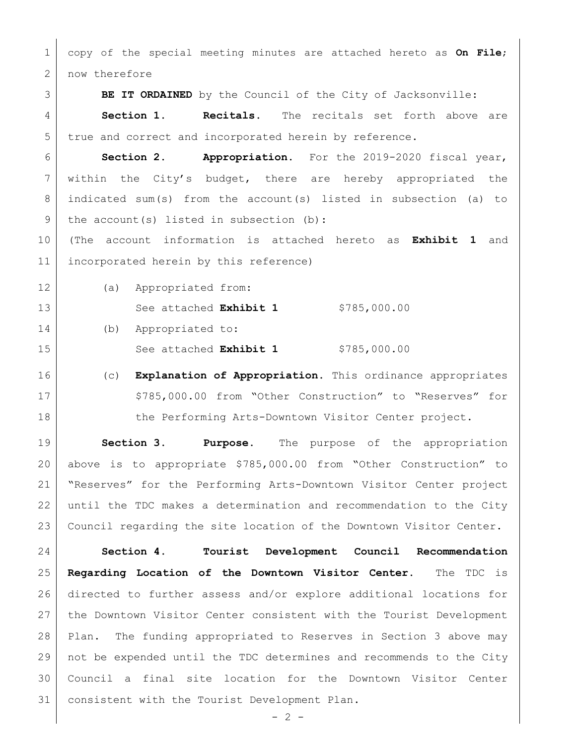copy of the special meeting minutes are attached hereto as **On File**; now therefore

**BE IT ORDAINED** by the Council of the City of Jacksonville:

**Section 1. Recitals.** The recitals set forth above are true and correct and incorporated herein by reference.

**Section 2. Appropriation.** For the 2019-2020 fiscal year, within the City's budget, there are hereby appropriated the indicated sum(s) from the account(s) listed in subsection (a) to the account(s) listed in subsection (b):

(The account information is attached hereto as **Exhibit 1** and incorporated herein by this reference)

(a) Appropriated from:

See attached **Exhibit 1** $785,000.00

(b) Appropriated to:

See attached **Exhibit 1** $785,000.00

(c) **Explanation of Appropriation.** This ordinance appropriates $785,000.00 from "Other Construction" to "Reserves" for the Performing Arts-Downtown Visitor Center project.

**Section 3. Purpose.** The purpose of the appropriation above is to appropriate $785,000.00 from "Other Construction" to "Reserves" for the Performing Arts-Downtown Visitor Center project until the TDC makes a determination and recommendation to the City Council regarding the site location of the Downtown Visitor Center.

**Section 4. Tourist Development Council Recommendation Regarding Location of the Downtown Visitor Center.** The TDC is directed to further assess and/or explore additional locations for the Downtown Visitor Center consistent with the Tourist Development Plan. The funding appropriated to Reserves in Section 3 above may not be expended until the TDC determines and recommends to the City Council a final site location for the Downtown Visitor Center consistent with the Tourist Development Plan.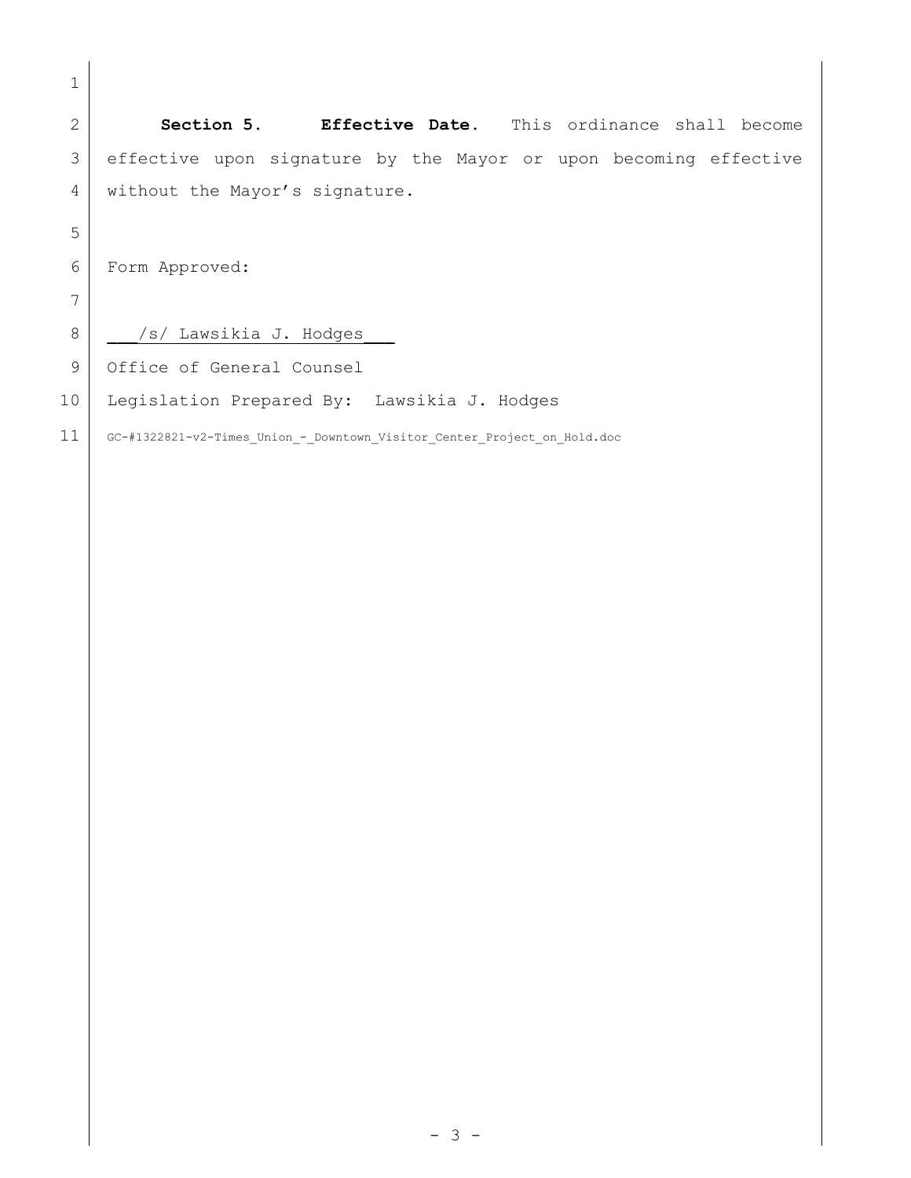**Section 5. Effective Date.** This ordinance shall become effective upon signature by the Mayor or upon becoming effective without the Mayor's signature.

Form Approved:

/s/ Lawsikia J. Hodges

Office of General Counsel

Legislation Prepared By: Lawsikia J. Hodges

GC-#1322821-v2-Times_Union_-_Downtown_Visitor_Center_Project_on_Hold.doc